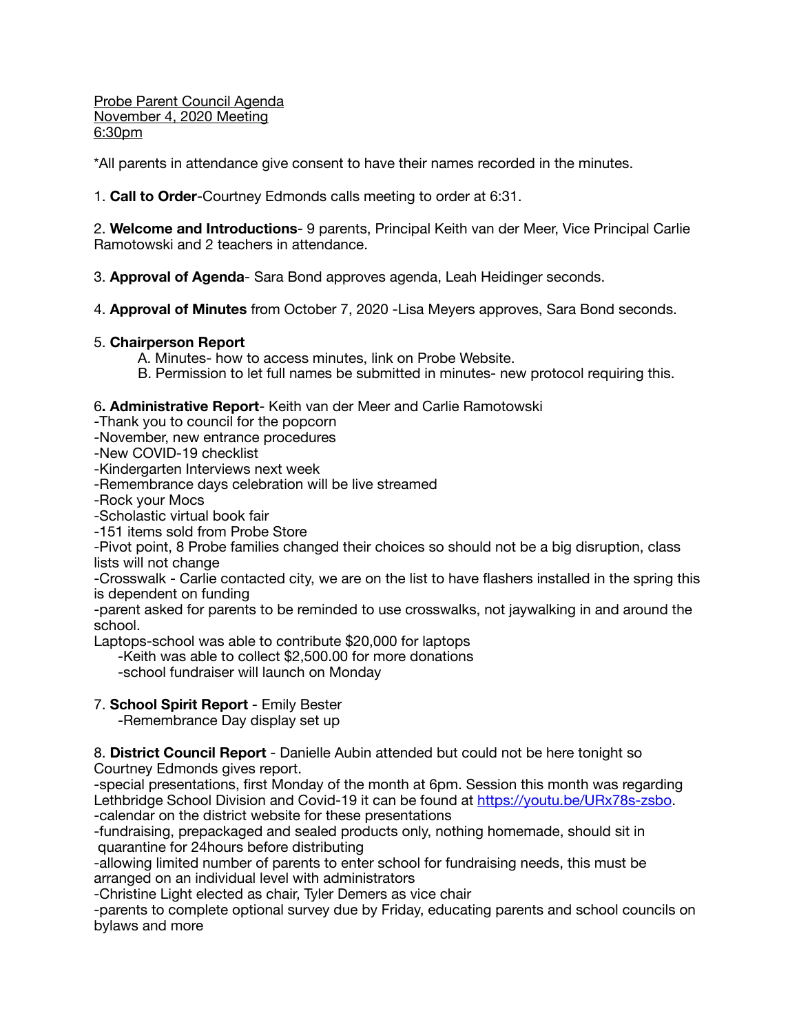Probe Parent Council Agenda
November 4, 2020 Meeting
6:30pm

*All parents in attendance give consent to have their names recorded in the minutes.

1. **Call to Order**-Courtney Edmonds calls meeting to order at 6:31.

2. **Welcome and Introductions**- 9 parents, Principal Keith van der Meer, Vice Principal Carlie Ramotowski and 2 teachers in attendance.

3. **Approval of Agenda**- Sara Bond approves agenda, Leah Heidinger seconds.

4. **Approval of Minutes** from October 7, 2020 -Lisa Meyers approves, Sara Bond seconds.

5. **Chairperson Report**
   A. Minutes- how to access minutes, link on Probe Website.
   B. Permission to let full names be submitted in minutes- new protocol requiring this.

6**. Administrative Report**- Keith van der Meer and Carlie Ramotowski
-Thank you to council for the popcorn
-November, new entrance procedures
-New COVID-19 checklist
-Kindergarten Interviews next week
-Remembrance days celebration will be live streamed
-Rock your Mocs
-Scholastic virtual book fair
-151 items sold from Probe Store
-Pivot point, 8 Probe families changed their choices so should not be a big disruption, class lists will not change
-Crosswalk - Carlie contacted city, we are on the list to have flashers installed in the spring this is dependent on funding
-parent asked for parents to be reminded to use crosswalks, not jaywalking in and around the school.
Laptops-school was able to contribute $20,000 for laptops
   -Keith was able to collect $2,500.00 for more donations
   -school fundraiser will launch on Monday

7. **School Spirit Report** - Emily Bester
   -Remembrance Day display set up

8. **District Council Report** - Danielle Aubin attended but could not be here tonight so Courtney Edmonds gives report.
-special presentations, first Monday of the month at 6pm. Session this month was regarding Lethbridge School Division and Covid-19 it can be found at https://youtu.be/URx78s-zsbo.
-calendar on the district website for these presentations
-fundraising, prepackaged and sealed products only, nothing homemade, should sit in quarantine for 24hours before distributing
-allowing limited number of parents to enter school for fundraising needs, this must be arranged on an individual level with administrators
-Christine Light elected as chair, Tyler Demers as vice chair
-parents to complete optional survey due by Friday, educating parents and school councils on bylaws and more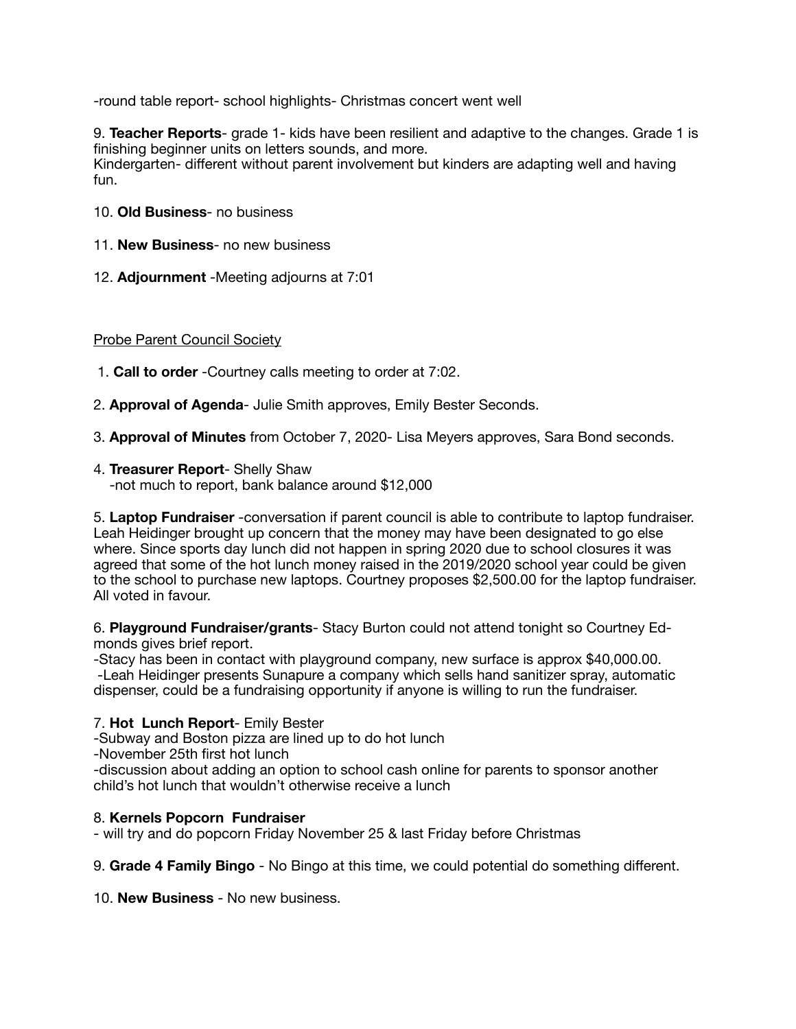-round table report- school highlights- Christmas concert went well

9. **Teacher Reports**- grade 1- kids have been resilient and adaptive to the changes. Grade 1 is finishing beginner units on letters sounds, and more.
Kindergarten- different without parent involvement but kinders are adapting well and having fun.

10. **Old Business**- no business

11. **New Business**- no new business

12. **Adjournment** -Meeting adjourns at 7:01

<u>Probe Parent Council Society</u>

1. **Call to order** -Courtney calls meeting to order at 7:02.

2. **Approval of Agenda**- Julie Smith approves, Emily Bester Seconds.

3. **Approval of Minutes** from October 7, 2020- Lisa Meyers approves, Sara Bond seconds.

4. **Treasurer Report**- Shelly Shaw
   -not much to report, bank balance around $12,000

5. **Laptop Fundraiser** -conversation if parent council is able to contribute to laptop fundraiser. Leah Heidinger brought up concern that the money may have been designated to go else where. Since sports day lunch did not happen in spring 2020 due to school closures it was agreed that some of the hot lunch money raised in the 2019/2020 school year could be given to the school to purchase new laptops. Courtney proposes $2,500.00 for the laptop fundraiser. All voted in favour.

6. **Playground Fundraiser/grants**- Stacy Burton could not attend tonight so Courtney Edmonds gives brief report.
-Stacy has been in contact with playground company, new surface is approx $40,000.00.
-Leah Heidinger presents Sunapure a company which sells hand sanitizer spray, automatic dispenser, could be a fundraising opportunity if anyone is willing to run the fundraiser.

7. **Hot Lunch Report**- Emily Bester
-Subway and Boston pizza are lined up to do hot lunch
-November 25th first hot lunch
-discussion about adding an option to school cash online for parents to sponsor another child's hot lunch that wouldn't otherwise receive a lunch

8. **Kernels Popcorn Fundraiser**
- will try and do popcorn Friday November 25 & last Friday before Christmas

9. **Grade 4 Family Bingo** - No Bingo at this time, we could potential do something different.

10. **New Business** - No new business.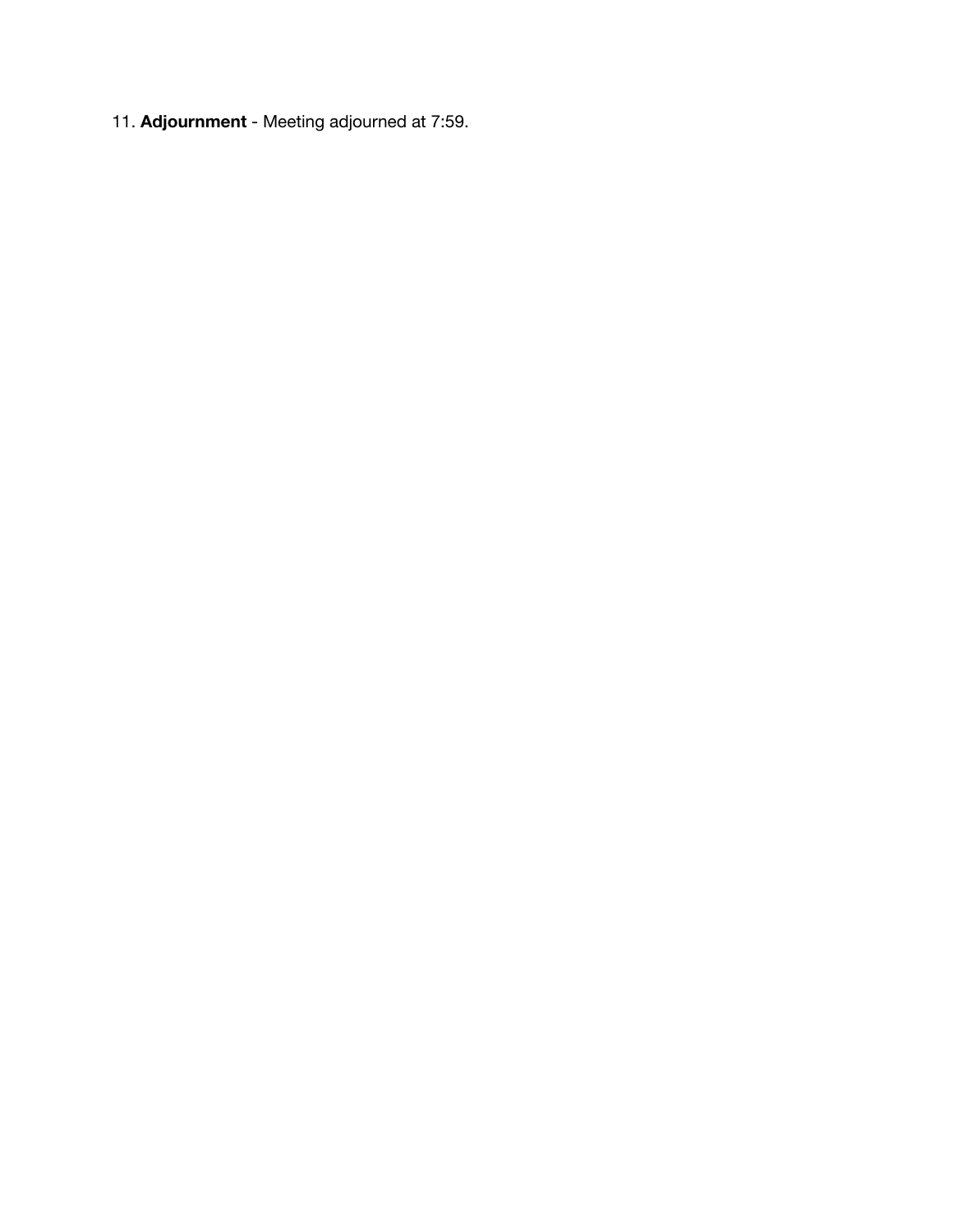11. **Adjournment** - Meeting adjourned at 7:59.